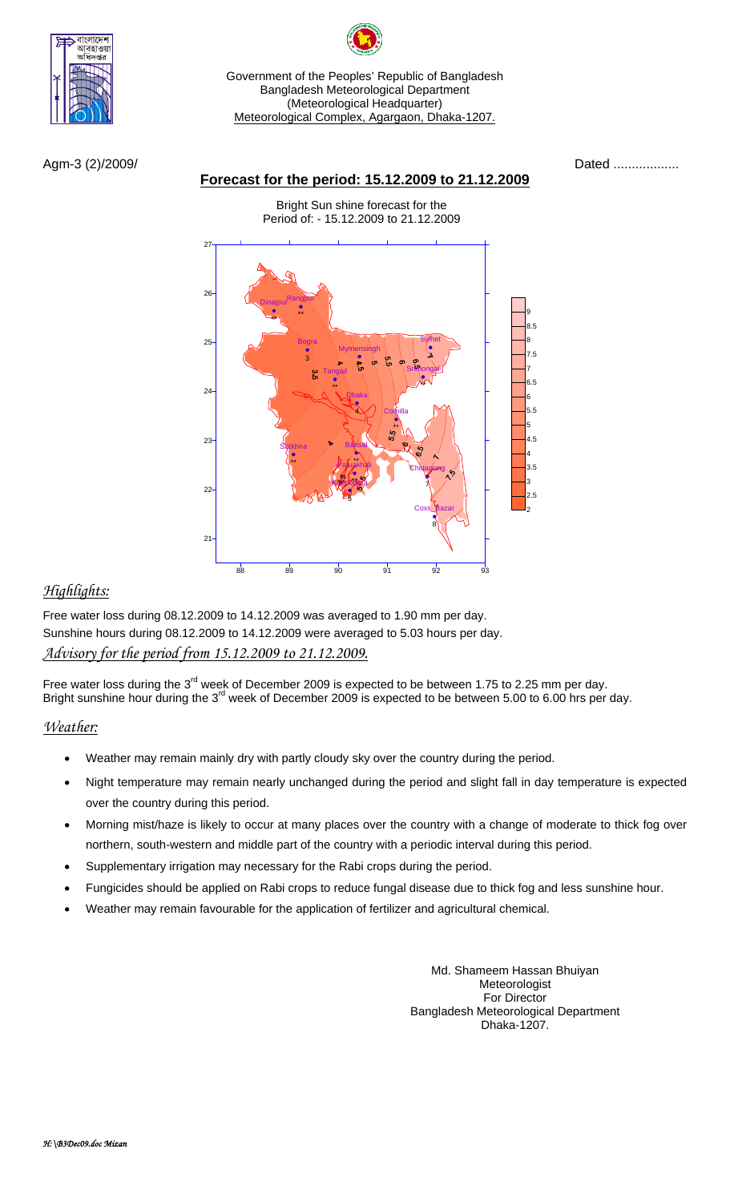Government of the Peoples' Republic of Bangladesh
Bangladesh Meteorological Department
(Meteorological Headquarter)
Meteorological Complex, Agargaon, Dhaka-1207.

Agm-3 (2)/2009/ Dated ..................

## Forecast for the period: 15.12.2009 to 21.12.2009

Bright Sun shine forecast for the
Period of: - 15.12.2009 to 21.12.2009

### *Highlights:*

Free water loss during 08.12.2009 to 14.12.2009 was averaged to 1.90 mm per day.
Sunshine hours during 08.12.2009 to 14.12.2009 were averaged to 5.03 hours per day.

### *Advisory for the period from 15.12.2009 to 21.12.2009.*

Free water loss during the 3rd week of December 2009 is expected to be between 1.75 to 2.25 mm per day.
Bright sunshine hour during the 3rd week of December 2009 is expected to be between 5.00 to 6.00 hrs per day.

### *Weather:*

- Weather may remain mainly dry with partly cloudy sky over the country during the period.
- Night temperature may remain nearly unchanged during the period and slight fall in day temperature is expected over the country during this period.
- Morning mist/haze is likely to occur at many places over the country with a change of moderate to thick fog over northern, south-western and middle part of the country with a periodic interval during this period.
- Supplementary irrigation may necessary for the Rabi crops during the period.
- Fungicides should be applied on Rabi crops to reduce fungal disease due to thick fog and less sunshine hour.
- Weather may remain favourable for the application of fertilizer and agricultural chemical.

Md. Shameem Hassan Bhuiyan
Meteorologist
For Director
Bangladesh Meteorological Department
Dhaka-1207.

*H:\B3Dec09.doc Mizan*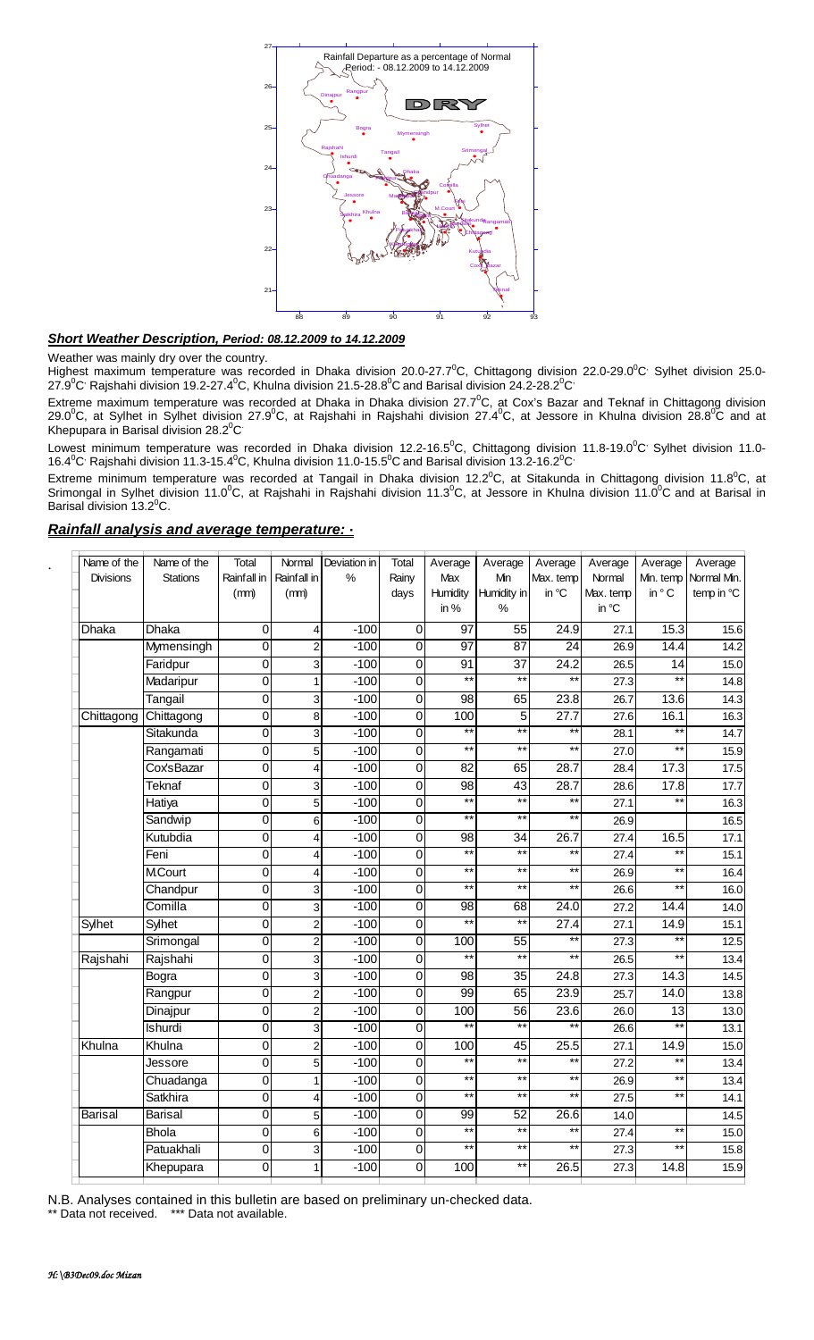Rainfall Departure as a percentage of Normal
Period: - 08.12.2009 to 14.12.2009

DRY

Dinajpur
Rangpur
Bogra
Sylhet
Mymensingh
Rajshahi
Ishurdi
Tangail
Srimongal
Dhaka
Chuadanga
Comilla
Jessore
Madaripur
Faridpur
Feni
Satkhira
Khulna
M.Court
Sitakunda
Rangamati
Chittagong
Kutubdia
Cox's Bazar
Teknaf

27
26
25
24
23
22
21

88
89
90
91
92
93

### *Short Weather Description, Period: 08.12.2009 to 14.12.2009*

Weather was mainly dry over the country.

Highest maximum temperature was recorded in Dhaka division 20.0-27.7$^0$C, Chittagong division 22.0-29.0$^0$C, Sylhet division 25.0-27.9$^0$C, Rajshahi division 19.2-27.4$^0$C, Khulna division 21.5-28.8$^0$C and Barisal division 24.2-28.2$^0$C.

Extreme maximum temperature was recorded at Dhaka in Dhaka division 27.7$^0$C, at Cox's Bazar and Teknaf in Chittagong division 29.0$^0$C, at Sylhet in Sylhet division 27.9$^0$C, at Rajshahi in Rajshahi division 27.4$^0$C, at Jessore in Khulna division 28.8$^0$C and at Khepupara in Barisal division 28.2$^0$C.

Lowest minimum temperature was recorded in Dhaka division 12.2-16.5$^0$C, Chittagong division 11.8-19.0$^0$C, Sylhet division 11.0-16.4$^0$C, Rajshahi division 11.3-15.4$^0$C, Khulna division 11.0-15.5$^0$C and Barisal division 13.2-16.2$^0$C.

Extreme minimum temperature was recorded at Tangail in Dhaka division 12.2$^0$C, at Sitakunda in Chittagong division 11.8$^0$C, at Srimongal in Sylhet division 11.0$^0$C, at Rajshahi in Rajshahi division 11.3$^0$C, at Jessore in Khulna division 11.0$^0$C and at Barisal in Barisal division 13.2$^0$C.

### *Rainfall analysis and average temperature: -*

| Name of the Divisions | Name of the Stations | Total Rainfall in (mm) | Normal Rainfall in (mm) | Deviation in % | Total Rainy days | Average Max Humidity in % | Average Min Humidity in % | Average Max. temp in °C | Average Normal Max. temp in °C | Average Min. temp in ° C | Average Normal Min. temp in °C |
|---|---|---|---|---|---|---|---|---|---|---|---|
| Dhaka | Dhaka | 0 | 4 | -100 | 0 | 97 | 55 | 24.9 | 27.1 | 15.3 | 15.6 |
| | Mymensingh | 0 | 2 | -100 | 0 | 97 | 87 | 24 | 26.9 | 14.4 | 14.2 |
| | Faridpur | 0 | 3 | -100 | 0 | 91 | 37 | 24.2 | 26.5 | 14 | 15.0 |
| | Madaripur | 0 | 1 | -100 | 0 | ** | ** | ** | 27.3 | ** | 14.8 |
| | Tangail | 0 | 3 | -100 | 0 | 98 | 65 | 23.8 | 26.7 | 13.6 | 14.3 |
| Chittagong | Chittagong | 0 | 8 | -100 | 0 | 100 | 5 | 27.7 | 27.6 | 16.1 | 16.3 |
| | Sitakunda | 0 | 3 | -100 | 0 | ** | ** | ** | 28.1 | ** | 14.7 |
| | Rangamati | 0 | 5 | -100 | 0 | ** | ** | ** | 27.0 | ** | 15.9 |
| | Cox'sBazar | 0 | 4 | -100 | 0 | 82 | 65 | 28.7 | 28.4 | 17.3 | 17.5 |
| | Teknaf | 0 | 3 | -100 | 0 | 98 | 43 | 28.7 | 28.6 | 17.8 | 17.7 |
| | Hatiya | 0 | 5 | -100 | 0 | ** | ** | ** | 27.1 | ** | 16.3 |
| | Sandwip | 0 | 6 | -100 | 0 | ** | ** | ** | 26.9 | | 16.5 |
| | Kutubdia | 0 | 4 | -100 | 0 | 98 | 34 | 26.7 | 27.4 | 16.5 | 17.1 |
| | Feni | 0 | 4 | -100 | 0 | ** | ** | ** | 27.4 | ** | 15.1 |
| | M.Court | 0 | 4 | -100 | 0 | ** | ** | ** | 26.9 | ** | 16.4 |
| | Chandpur | 0 | 3 | -100 | 0 | ** | ** | ** | 26.6 | ** | 16.0 |
| | Comilla | 0 | 3 | -100 | 0 | 98 | 68 | 24.0 | 27.2 | 14.4 | 14.0 |
| Sylhet | Sylhet | 0 | 2 | -100 | 0 | ** | ** | 27.4 | 27.1 | 14.9 | 15.1 |
| | Srimongal | 0 | 2 | -100 | 0 | 100 | 55 | ** | 27.3 | ** | 12.5 |
| Rajshahi | Rajshahi | 0 | 3 | -100 | 0 | ** | ** | ** | 26.5 | ** | 13.4 |
| | Bogra | 0 | 3 | -100 | 0 | 98 | 35 | 24.8 | 27.3 | 14.3 | 14.5 |
| | Rangpur | 0 | 2 | -100 | 0 | 99 | 65 | 23.9 | 25.7 | 14.0 | 13.8 |
| | Dinajpur | 0 | 2 | -100 | 0 | 100 | 56 | 23.6 | 26.0 | 13 | 13.0 |
| | Ishurdi | 0 | 3 | -100 | 0 | ** | ** | ** | 26.6 | ** | 13.1 |
| Khulna | Khulna | 0 | 2 | -100 | 0 | 100 | 45 | 25.5 | 27.1 | 14.9 | 15.0 |
| | Jessore | 0 | 5 | -100 | 0 | ** | ** | ** | 27.2 | ** | 13.4 |
| | Chuadanga | 0 | 1 | -100 | 0 | ** | ** | ** | 26.9 | ** | 13.4 |
| | Satkhira | 0 | 4 | -100 | 0 | ** | ** | ** | 27.5 | ** | 14.1 |
| Barisal | Barisal | 0 | 5 | -100 | 0 | 99 | 52 | 26.6 | 14.0 | | 14.5 |
| | Bhola | 0 | 6 | -100 | 0 | ** | ** | ** | 27.4 | ** | 15.0 |
| | Patuakhali | 0 | 3 | -100 | 0 | ** | ** | ** | 27.3 | ** | 15.8 |
| | Khepupara | 0 | 1 | -100 | 0 | 100 | ** | 26.5 | 27.3 | 14.8 | 15.9 |

N.B. Analyses contained in this bulletin are based on preliminary un-checked data.
** Data not received. *** Data not available.

*H:\B3Dec09.doc Mizan*